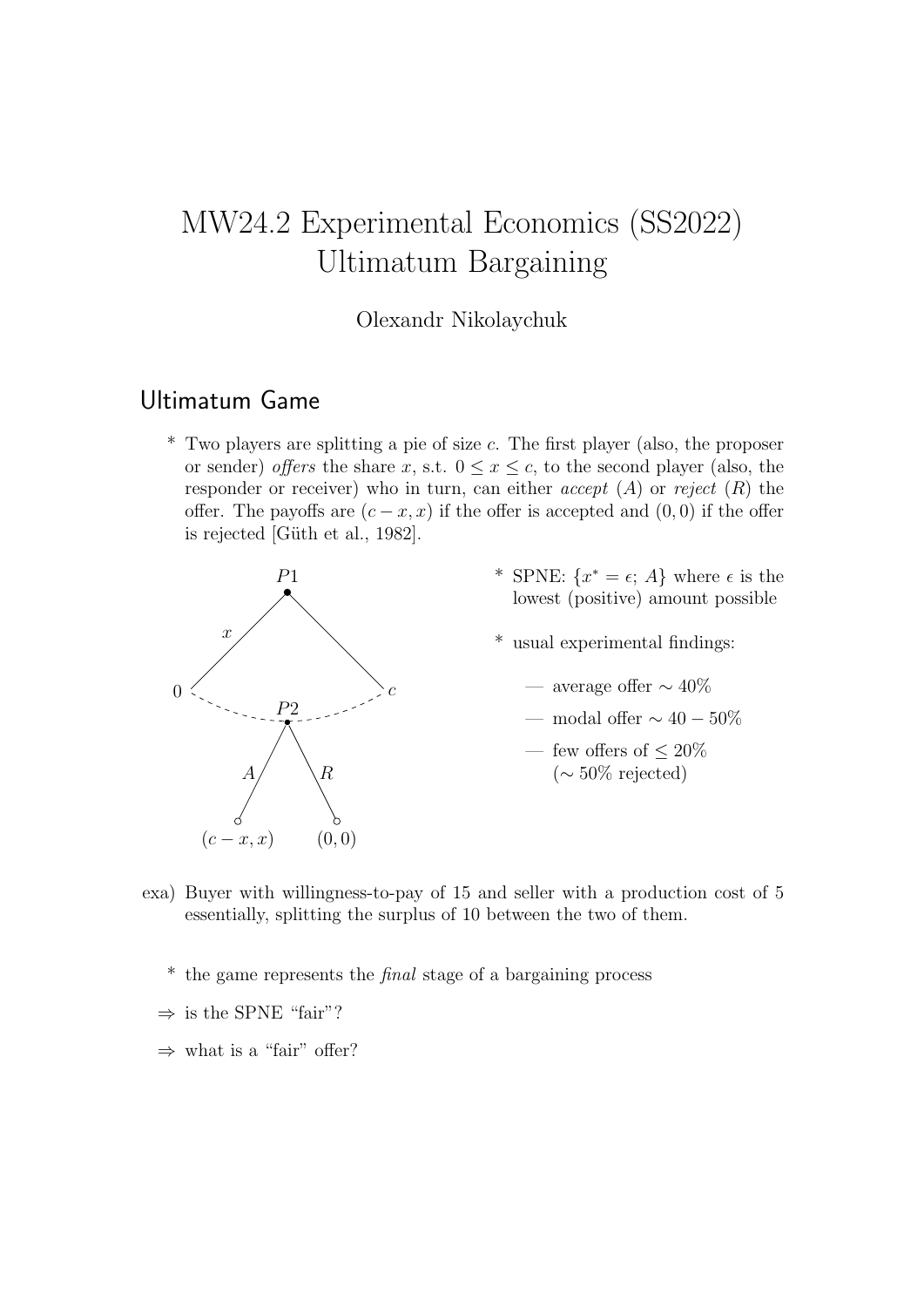# MW24.2 Experimental Economics (SS2022) Ultimatum Bargaining

Olexandr Nikolaychuk

## Ultimatum Game

* Two players are splitting a pie of size $c$. The first player (also, the proposer or sender) *offers* the share $x$, s.t. $0 \leq x \leq c$, to the second player (also, the responder or receiver) who in turn, can either *accept* ($A$) or *reject* ($R$) the offer. The payoffs are $(c - x, x)$ if the offer is accepted and $(0, 0)$ if the offer is rejected [Güth et al., 1982].

* SPNE: $\{x^* = \epsilon;\, A\}$ where $\epsilon$ is the lowest (positive) amount possible

* usual experimental findings:

  — average offer $\sim 40\%$

  — modal offer $\sim 40 - 50\%$

  — few offers of $\leq 20\%$ ($\sim 50\%$ rejected)

exa) Buyer with willingness-to-pay of 15 and seller with a production cost of 5 essentially, splitting the surplus of 10 between the two of them.

* the game represents the *final* stage of a bargaining process

$\Rightarrow$ is the SPNE "fair"?

$\Rightarrow$ what is a "fair" offer?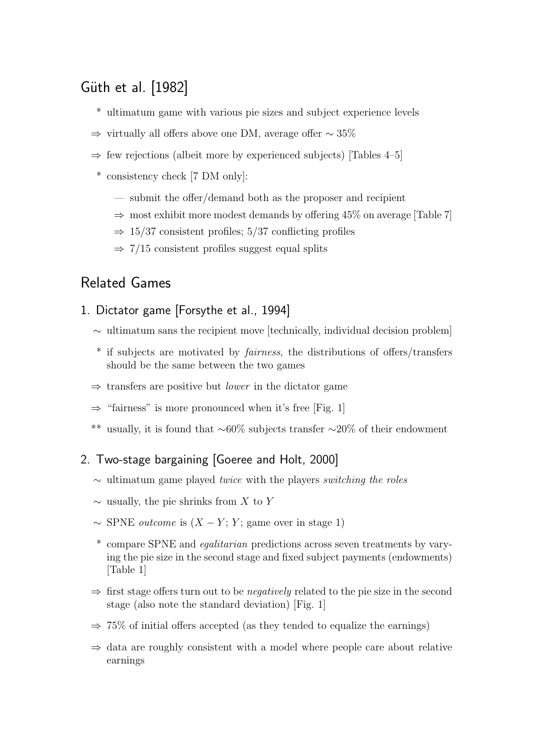## Güth et al. [1982]

- \* ultimatum game with various pie sizes and subject experience levels
- ⇒ virtually all offers above one DM, average offer ∼ 35%
- ⇒ few rejections (albeit more by experienced subjects) [Tables 4–5]
- \* consistency check [7 DM only]:
  - — submit the offer/demand both as the proposer and recipient
  - ⇒ most exhibit more modest demands by offering 45% on average [Table 7]
  - ⇒ 15/37 consistent profiles; 5/37 conflicting profiles
  - ⇒ 7/15 consistent profiles suggest equal splits

## Related Games

### 1. Dictator game [Forsythe et al., 1994]

- ∼ ultimatum sans the recipient move [technically, individual decision problem]
- \* if subjects are motivated by *fairness*, the distributions of offers/transfers should be the same between the two games
- ⇒ transfers are positive but *lower* in the dictator game
- ⇒ "fairness" is more pronounced when it's free [Fig. 1]
- \*\* usually, it is found that ∼60% subjects transfer ∼20% of their endowment

### 2. Two-stage bargaining [Goeree and Holt, 2000]

- ∼ ultimatum game played *twice* with the players *switching the roles*
- ∼ usually, the pie shrinks from $X$ to $Y$
- ∼ SPNE *outcome* is ($X - Y$; $Y$; game over in stage 1)
- \* compare SPNE and *egalitarian* predictions across seven treatments by varying the pie size in the second stage and fixed subject payments (endowments) [Table 1]
- ⇒ first stage offers turn out to be *negatively* related to the pie size in the second stage (also note the standard deviation) [Fig. 1]
- ⇒ 75% of initial offers accepted (as they tended to equalize the earnings)
- ⇒ data are roughly consistent with a model where people care about relative earnings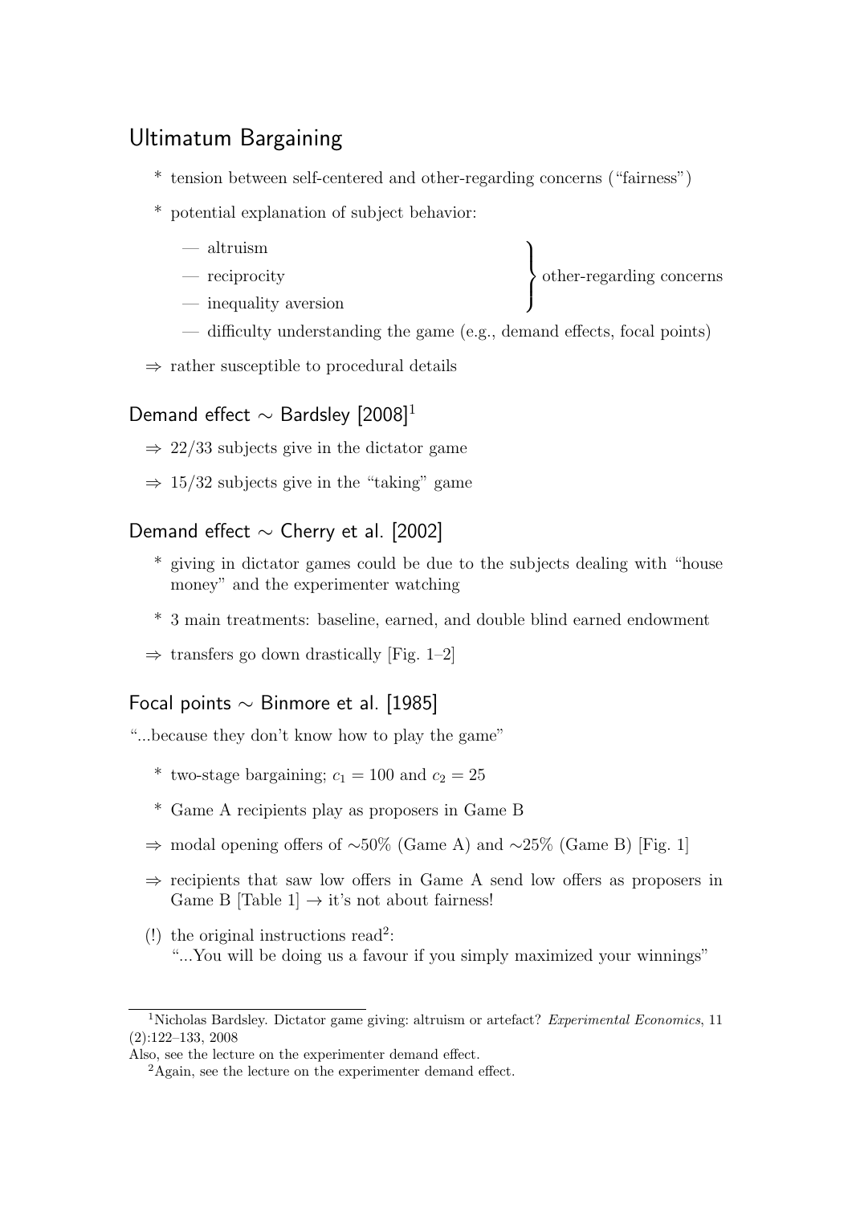## Ultimatum Bargaining

* tension between self-centered and other-regarding concerns ("fairness")
* potential explanation of subject behavior:
  - — altruism
  - — reciprocity
  - — inequality aversion
  
  } other-regarding concerns
  - — difficulty understanding the game (e.g., demand effects, focal points)

⇒ rather susceptible to procedural details

## Demand effect ∼ Bardsley [2008][1]

⇒ 22/33 subjects give in the dictator game

⇒ 15/32 subjects give in the "taking" game

## Demand effect ∼ Cherry et al. [2002]

* giving in dictator games could be due to the subjects dealing with "house money" and the experimenter watching
* 3 main treatments: baseline, earned, and double blind earned endowment

⇒ transfers go down drastically [Fig. 1–2]

## Focal points ∼ Binmore et al. [1985]

"...because they don't know how to play the game"

* two-stage bargaining; $c_1 = 100$ and $c_2 = 25$
* Game A recipients play as proposers in Game B

⇒ modal opening offers of ∼50% (Game A) and ∼25% (Game B) [Fig. 1]

⇒ recipients that saw low offers in Game A send low offers as proposers in Game B [Table 1] → it's not about fairness!

(!) the original instructions read[2]:
"...You will be doing us a favour if you simply maximized your winnings"

---

[1] Nicholas Bardsley. Dictator game giving: altruism or artefact? *Experimental Economics*, 11 (2):122–133, 2008
Also, see the lecture on the experimenter demand effect.

[2] Again, see the lecture on the experimenter demand effect.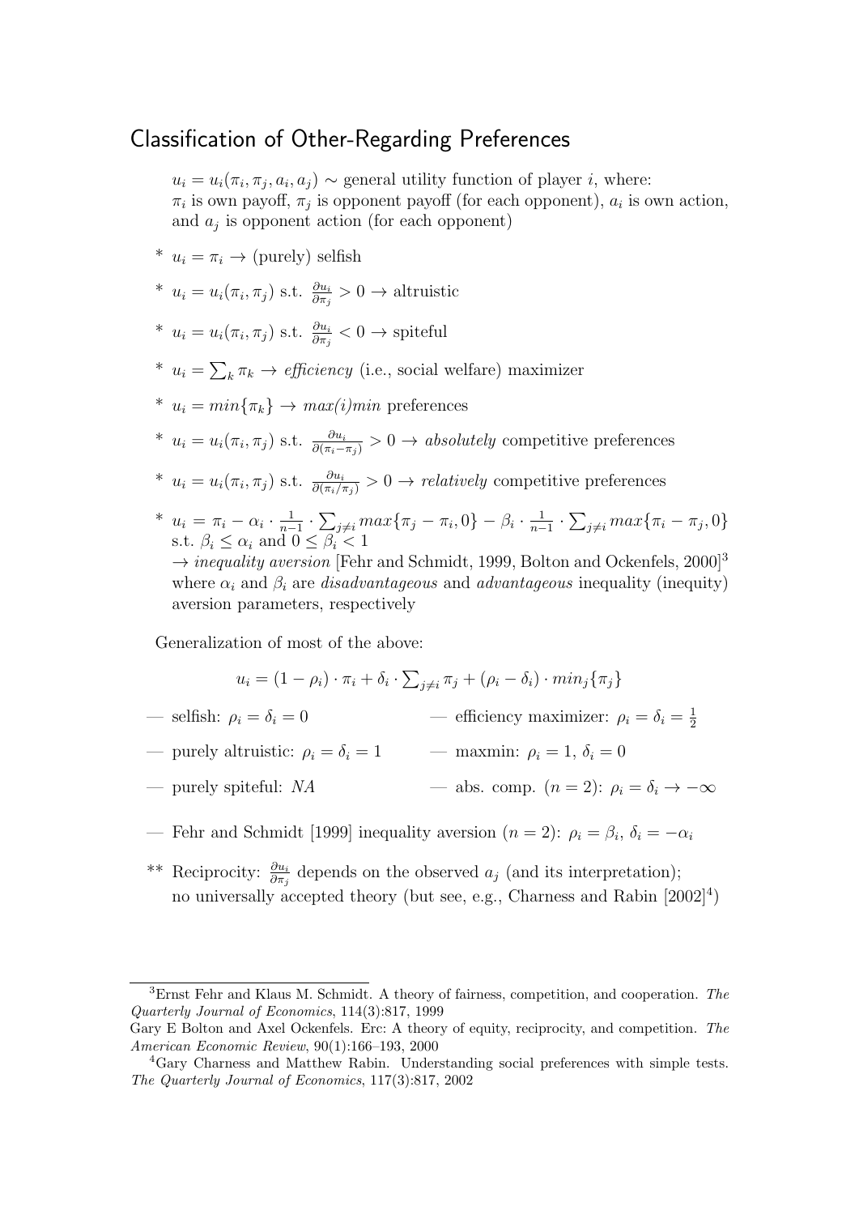## Classification of Other-Regarding Preferences

$u_i = u_i(\pi_i, \pi_j, a_i, a_j) \sim$ general utility function of player $i$, where: $\pi_i$ is own payoff, $\pi_j$ is opponent payoff (for each opponent), $a_i$ is own action, and $a_j$ is opponent action (for each opponent)

- $u_i = \pi_i \rightarrow$ (purely) selfish
- $u_i = u_i(\pi_i, \pi_j)$ s.t. $\frac{\partial u_i}{\partial \pi_j} > 0 \rightarrow$ altruistic
- $u_i = u_i(\pi_i, \pi_j)$ s.t. $\frac{\partial u_i}{\partial \pi_j} < 0 \rightarrow$ spiteful
- $u_i = \sum_k \pi_k \rightarrow$ *efficiency* (i.e., social welfare) maximizer
- $u_i = min\{\pi_k\} \rightarrow$ *max(i)min* preferences
- $u_i = u_i(\pi_i, \pi_j)$ s.t. $\frac{\partial u_i}{\partial (\pi_i - \pi_j)} > 0 \rightarrow$ *absolutely* competitive preferences
- $u_i = u_i(\pi_i, \pi_j)$ s.t. $\frac{\partial u_i}{\partial (\pi_i / \pi_j)} > 0 \rightarrow$ *relatively* competitive preferences
- $u_i = \pi_i - \alpha_i \cdot \frac{1}{n-1} \cdot \sum_{j \neq i} max\{\pi_j - \pi_i, 0\} - \beta_i \cdot \frac{1}{n-1} \cdot \sum_{j \neq i} max\{\pi_i - \pi_j, 0\}$ s.t. $\beta_i \leq \alpha_i$ and $0 \leq \beta_i < 1$
  $\rightarrow$ *inequality aversion* [Fehr and Schmidt, 1999, Bolton and Ockenfels, 2000][3] where $\alpha_i$ and $\beta_i$ are *disadvantageous* and *advantageous* inequality (inequity) aversion parameters, respectively

Generalization of most of the above:

$$u_i = (1 - \rho_i) \cdot \pi_i + \delta_i \cdot \sum_{j \neq i} \pi_j + (\rho_i - \delta_i) \cdot min_j\{\pi_j\}$$

— selfish: $\rho_i = \delta_i = 0$

— efficiency maximizer: $\rho_i = \delta_i = \frac{1}{2}$

— purely altruistic: $\rho_i = \delta_i = 1$

— maxmin: $\rho_i = 1$, $\delta_i = 0$

— purely spiteful: *NA*

— abs. comp. ($n = 2$): $\rho_i = \delta_i \rightarrow -\infty$

— Fehr and Schmidt [1999] inequality aversion ($n = 2$): $\rho_i = \beta_i$, $\delta_i = -\alpha_i$

** Reciprocity: $\frac{\partial u_i}{\partial \pi_j}$ depends on the observed $a_j$ (and its interpretation); no universally accepted theory (but see, e.g., Charness and Rabin [2002][4])

---

[3] Ernst Fehr and Klaus M. Schmidt. A theory of fairness, competition, and cooperation. *The Quarterly Journal of Economics*, 114(3):817, 1999
Gary E Bolton and Axel Ockenfels. Erc: A theory of equity, reciprocity, and competition. *The American Economic Review*, 90(1):166–193, 2000

[4] Gary Charness and Matthew Rabin. Understanding social preferences with simple tests. *The Quarterly Journal of Economics*, 117(3):817, 2002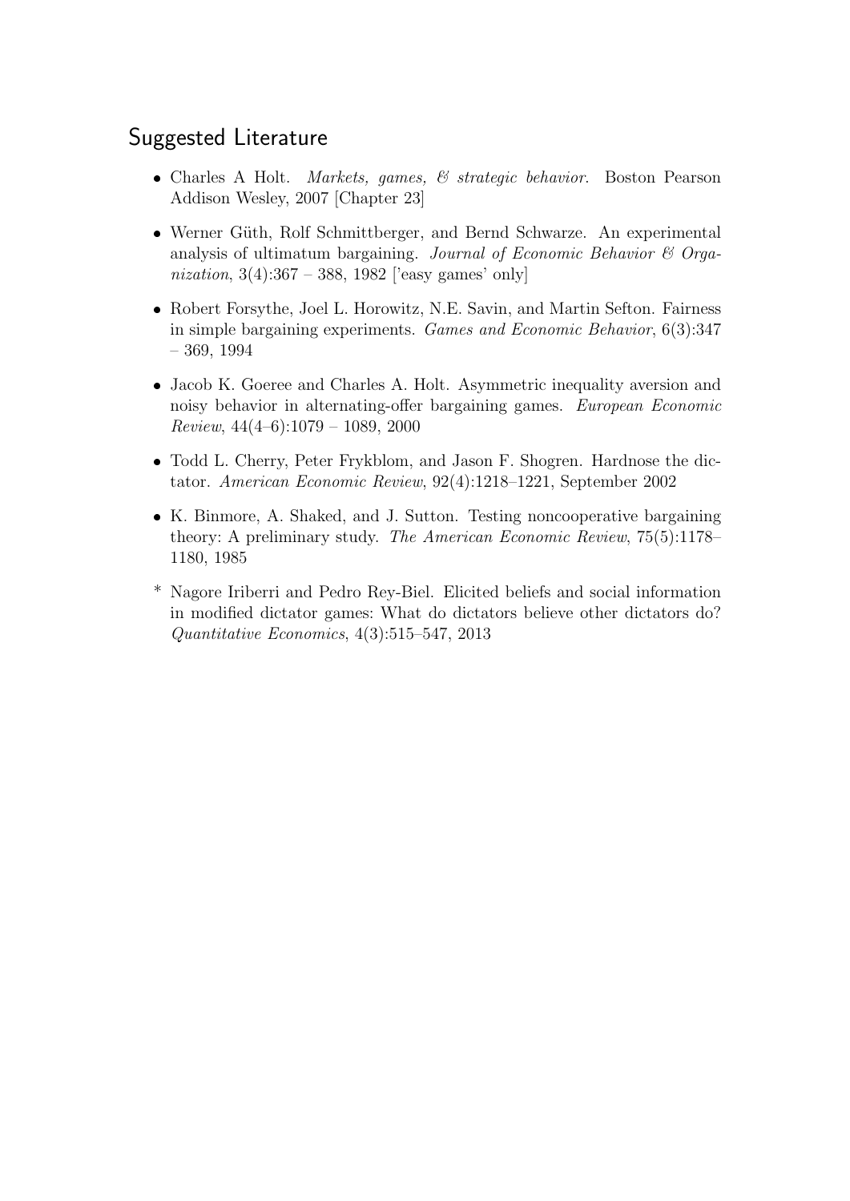## Suggested Literature

- Charles A Holt. *Markets, games, & strategic behavior*. Boston Pearson Addison Wesley, 2007 [Chapter 23]
- Werner Güth, Rolf Schmittberger, and Bernd Schwarze. An experimental analysis of ultimatum bargaining. *Journal of Economic Behavior & Organization*, 3(4):367 – 388, 1982 ['easy games' only]
- Robert Forsythe, Joel L. Horowitz, N.E. Savin, and Martin Sefton. Fairness in simple bargaining experiments. *Games and Economic Behavior*, 6(3):347 – 369, 1994
- Jacob K. Goeree and Charles A. Holt. Asymmetric inequality aversion and noisy behavior in alternating-offer bargaining games. *European Economic Review*, 44(4–6):1079 – 1089, 2000
- Todd L. Cherry, Peter Frykblom, and Jason F. Shogren. Hardnose the dictator. *American Economic Review*, 92(4):1218–1221, September 2002
- K. Binmore, A. Shaked, and J. Sutton. Testing noncooperative bargaining theory: A preliminary study. *The American Economic Review*, 75(5):1178–1180, 1985

\* Nagore Iriberri and Pedro Rey-Biel. Elicited beliefs and social information in modified dictator games: What do dictators believe other dictators do? *Quantitative Economics*, 4(3):515–547, 2013